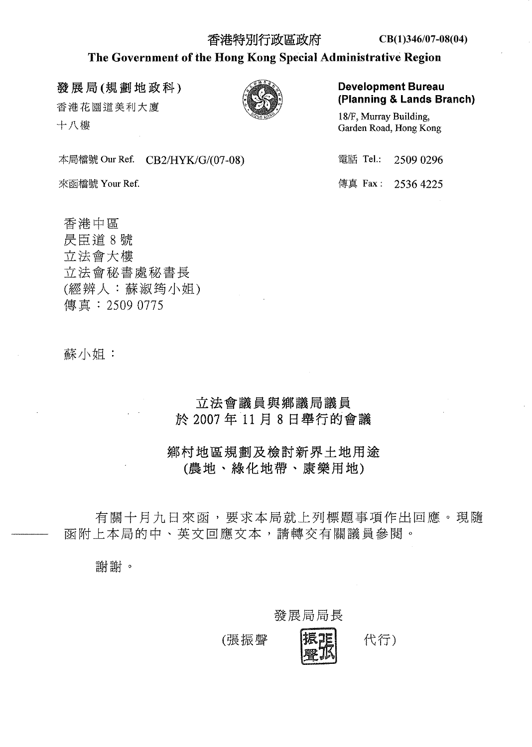香港特別行政區政府　　CB(1)346/07-08(04)

**The Government of the Hong Kong Special Administrative Region**

**發展局(規劃地政科)**
香港花園道美利大廈
十八樓

**Development Bureau (Planning & Lands Branch)**
18/F, Murray Building,
Garden Road, Hong Kong

本局檔號 Our Ref.　CB2/HYK/G/(07-08)

來函檔號 Your Ref.

電話 Tel.:　2509 0296

傳真 Fax:　2536 4225

香港中區
昃臣道 8 號
立法會大樓
立法會秘書處秘書長
(經辦人：蘇淑筠小姐)
傳真：2509 0775

蘇小姐：

## 立法會議員與鄉議局議員
## 於 2007 年 11 月 8 日舉行的會議

## 鄉村地區規劃及檢討新界土地用途
## (農地、綠化地帶、康樂用地)

有關十月九日來函，要求本局就上列標題事項作出回應。現隨函附上本局的中、英文回應文本，請轉交有關議員參閱。

謝謝。

發展局局長

(張振聲　　代行)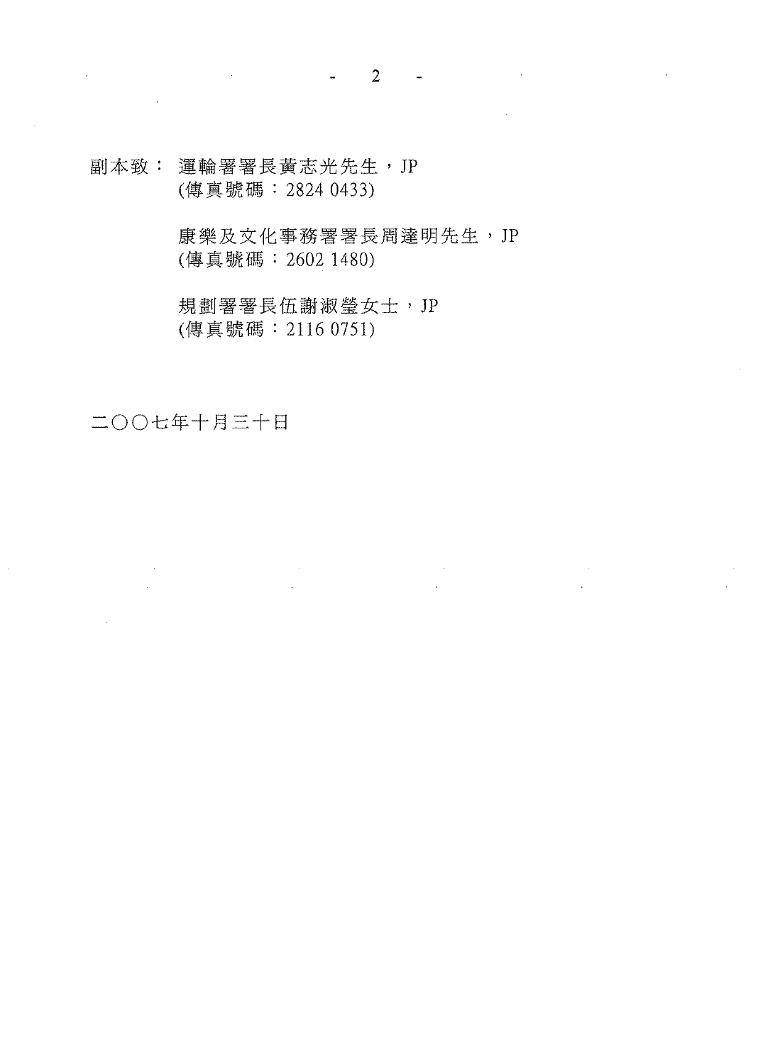副本致： 運輸署署長黃志光先生，JP
(傳真號碼：2824 0433)

康樂及文化事務署署長周達明先生，JP
(傳真號碼：2602 1480)

規劃署署長伍謝淑瑩女士，JP
(傳真號碼：2116 0751)

二○○七年十月三十日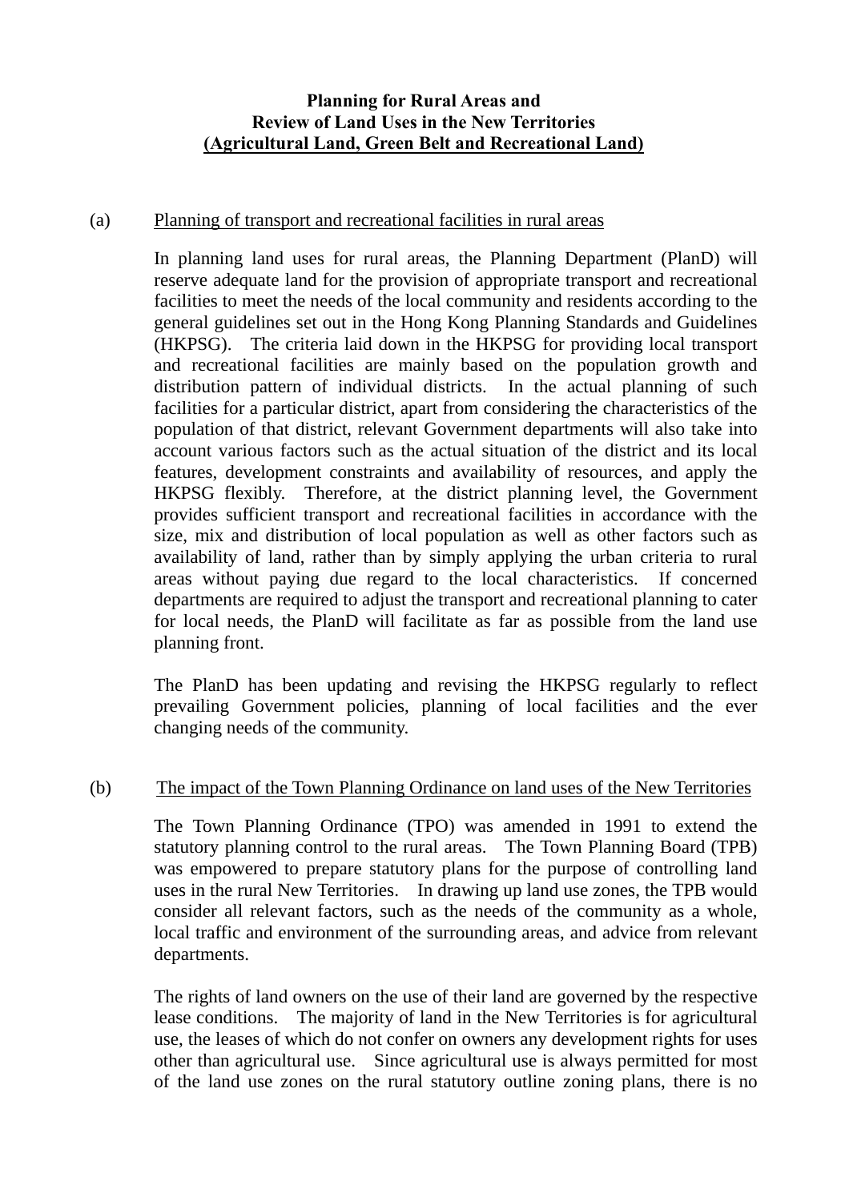**Planning for Rural Areas and**
**Review of Land Uses in the New Territories**
**(Agricultural Land, Green Belt and Recreational Land)**

(a) Planning of transport and recreational facilities in rural areas

In planning land uses for rural areas, the Planning Department (PlanD) will reserve adequate land for the provision of appropriate transport and recreational facilities to meet the needs of the local community and residents according to the general guidelines set out in the Hong Kong Planning Standards and Guidelines (HKPSG). The criteria laid down in the HKPSG for providing local transport and recreational facilities are mainly based on the population growth and distribution pattern of individual districts. In the actual planning of such facilities for a particular district, apart from considering the characteristics of the population of that district, relevant Government departments will also take into account various factors such as the actual situation of the district and its local features, development constraints and availability of resources, and apply the HKPSG flexibly. Therefore, at the district planning level, the Government provides sufficient transport and recreational facilities in accordance with the size, mix and distribution of local population as well as other factors such as availability of land, rather than by simply applying the urban criteria to rural areas without paying due regard to the local characteristics. If concerned departments are required to adjust the transport and recreational planning to cater for local needs, the PlanD will facilitate as far as possible from the land use planning front.

The PlanD has been updating and revising the HKPSG regularly to reflect prevailing Government policies, planning of local facilities and the ever changing needs of the community.

(b) The impact of the Town Planning Ordinance on land uses of the New Territories

The Town Planning Ordinance (TPO) was amended in 1991 to extend the statutory planning control to the rural areas. The Town Planning Board (TPB) was empowered to prepare statutory plans for the purpose of controlling land uses in the rural New Territories. In drawing up land use zones, the TPB would consider all relevant factors, such as the needs of the community as a whole, local traffic and environment of the surrounding areas, and advice from relevant departments.

The rights of land owners on the use of their land are governed by the respective lease conditions. The majority of land in the New Territories is for agricultural use, the leases of which do not confer on owners any development rights for uses other than agricultural use. Since agricultural use is always permitted for most of the land use zones on the rural statutory outline zoning plans, there is no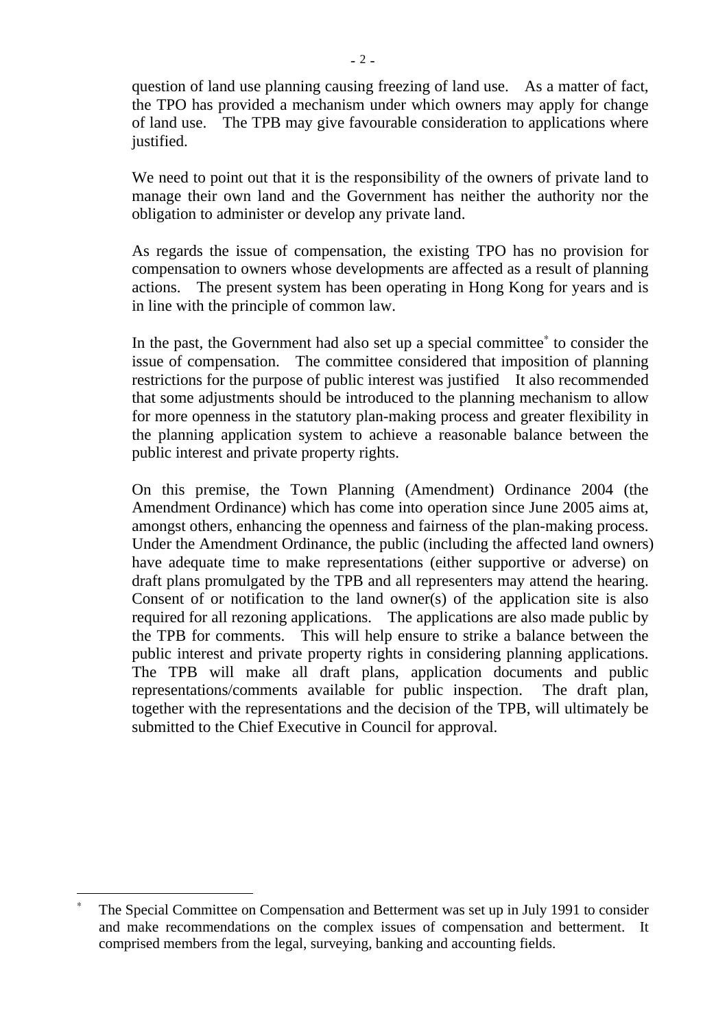question of land use planning causing freezing of land use. As a matter of fact, the TPO has provided a mechanism under which owners may apply for change of land use. The TPB may give favourable consideration to applications where justified.

We need to point out that it is the responsibility of the owners of private land to manage their own land and the Government has neither the authority nor the obligation to administer or develop any private land.

As regards the issue of compensation, the existing TPO has no provision for compensation to owners whose developments are affected as a result of planning actions. The present system has been operating in Hong Kong for years and is in line with the principle of common law.

In the past, the Government had also set up a special committee* to consider the issue of compensation. The committee considered that imposition of planning restrictions for the purpose of public interest was justified It also recommended that some adjustments should be introduced to the planning mechanism to allow for more openness in the statutory plan-making process and greater flexibility in the planning application system to achieve a reasonable balance between the public interest and private property rights.

On this premise, the Town Planning (Amendment) Ordinance 2004 (the Amendment Ordinance) which has come into operation since June 2005 aims at, amongst others, enhancing the openness and fairness of the plan-making process. Under the Amendment Ordinance, the public (including the affected land owners) have adequate time to make representations (either supportive or adverse) on draft plans promulgated by the TPB and all representers may attend the hearing. Consent of or notification to the land owner(s) of the application site is also required for all rezoning applications. The applications are also made public by the TPB for comments. This will help ensure to strike a balance between the public interest and private property rights in considering planning applications. The TPB will make all draft plans, application documents and public representations/comments available for public inspection. The draft plan, together with the representations and the decision of the TPB, will ultimately be submitted to the Chief Executive in Council for approval.

---

* The Special Committee on Compensation and Betterment was set up in July 1991 to consider and make recommendations on the complex issues of compensation and betterment. It comprised members from the legal, surveying, banking and accounting fields.